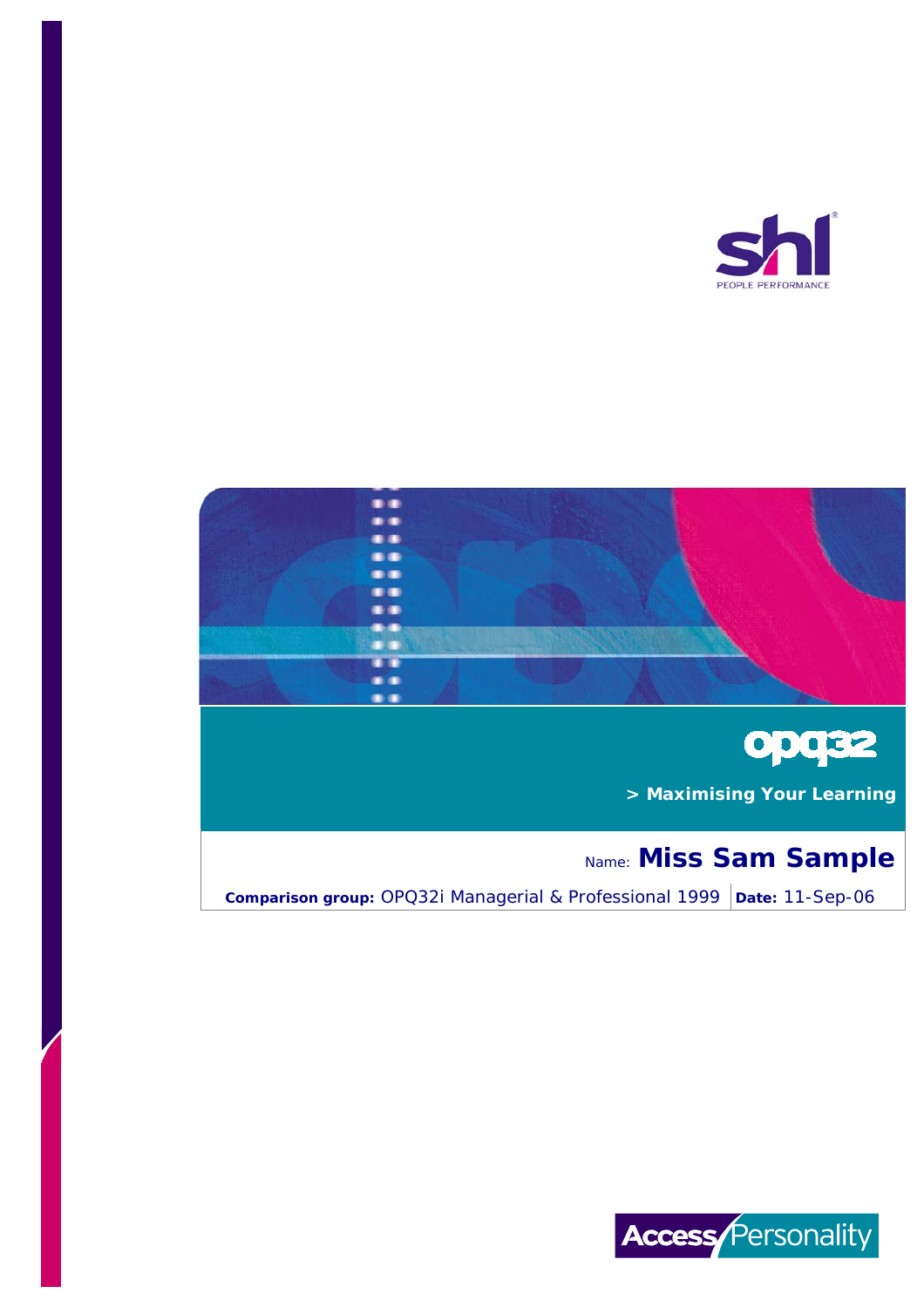shl

PEOPLE PERFORMANCE

# opq32

**> Maximising Your Learning**

Name: **Miss Sam Sample**

**Comparison group:** OPQ32i Managerial & Professional 1999 | **Date:** 11-Sep-06

Access Personality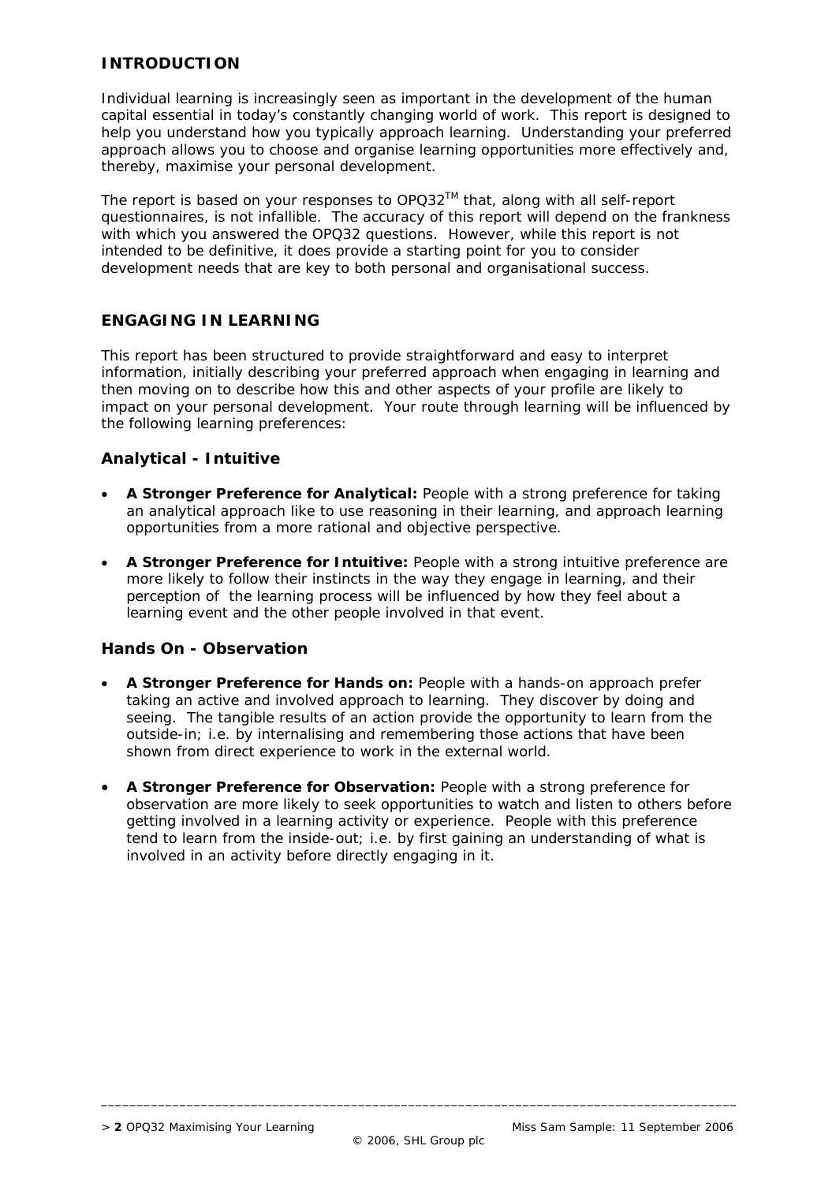## INTRODUCTION

Individual learning is increasingly seen as important in the development of the human capital essential in today's constantly changing world of work. This report is designed to help you understand how you typically approach learning. Understanding your preferred approach allows you to choose and organise learning opportunities more effectively and, thereby, maximise your personal development.

The report is based on your responses to OPQ32$^{TM}$ that, along with all self-report questionnaires, is not infallible. The accuracy of this report will depend on the frankness with which you answered the OPQ32 questions. However, while this report is not intended to be definitive, it does provide a starting point for you to consider development needs that are key to both personal and organisational success.

## ENGAGING IN LEARNING

This report has been structured to provide straightforward and easy to interpret information, initially describing your preferred approach when engaging in learning and then moving on to describe how this and other aspects of your profile are likely to impact on your personal development. Your route through learning will be influenced by the following learning preferences:

### Analytical - Intuitive

- **A Stronger Preference for Analytical:** People with a strong preference for taking an analytical approach like to use reasoning in their learning, and approach learning opportunities from a more rational and objective perspective.
- **A Stronger Preference for Intuitive:** People with a strong intuitive preference are more likely to follow their instincts in the way they engage in learning, and their perception of the learning process will be influenced by how they feel about a learning event and the other people involved in that event.

### Hands On - Observation

- **A Stronger Preference for Hands on:** People with a hands-on approach prefer taking an active and involved approach to learning. They discover by doing and seeing. The tangible results of an action provide the opportunity to learn from the outside-in; i.e. by internalising and remembering those actions that have been shown from direct experience to work in the external world.
- **A Stronger Preference for Observation:** People with a strong preference for observation are more likely to seek opportunities to watch and listen to others before getting involved in a learning activity or experience. People with this preference tend to learn from the inside-out; i.e. by first gaining an understanding of what is involved in an activity before directly engaging in it.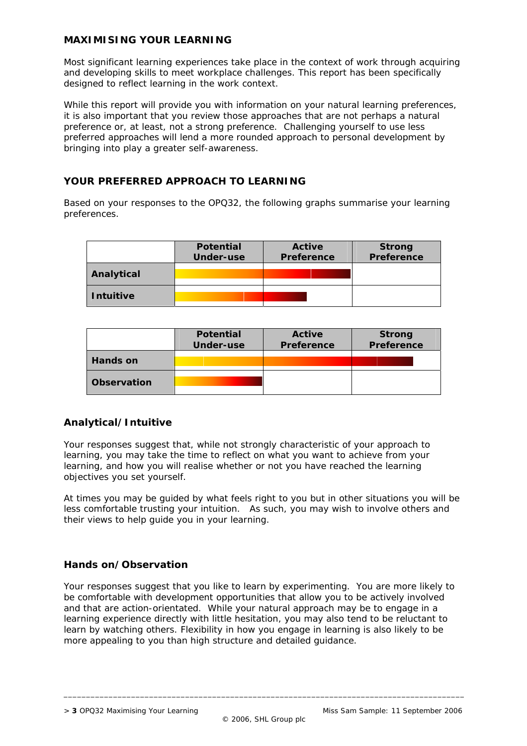## MAXIMISING YOUR LEARNING

Most significant learning experiences take place in the context of work through acquiring and developing skills to meet workplace challenges. This report has been specifically designed to reflect learning in the work context.

While this report will provide you with information on your natural learning preferences, it is also important that you review those approaches that are not perhaps a natural preference or, at least, not a strong preference. Challenging yourself to use less preferred approaches will lend a more rounded approach to personal development by bringing into play a greater self-awareness.

## YOUR PREFERRED APPROACH TO LEARNING

Based on your responses to the OPQ32, the following graphs summarise your learning preferences.

| | Potential Under-use | Active Preference | Strong Preference |
|---|---|---|---|
| **Analytical** | | | |
| **Intuitive** | | | |

| | Potential Under-use | Active Preference | Strong Preference |
|---|---|---|---|
| **Hands on** | | | |
| **Observation** | | | |

### Analytical/Intuitive

Your responses suggest that, while not strongly characteristic of your approach to learning, you may take the time to reflect on what you want to achieve from your learning, and how you will realise whether or not you have reached the learning objectives you set yourself.

At times you may be guided by what feels right to you but in other situations you will be less comfortable trusting your intuition. As such, you may wish to involve others and their views to help guide you in your learning.

### Hands on/Observation

Your responses suggest that you like to learn by experimenting. You are more likely to be comfortable with development opportunities that allow you to be actively involved and that are action-orientated. While your natural approach may be to engage in a learning experience directly with little hesitation, you may also tend to be reluctant to learn by watching others. Flexibility in how you engage in learning is also likely to be more appealing to you than high structure and detailed guidance.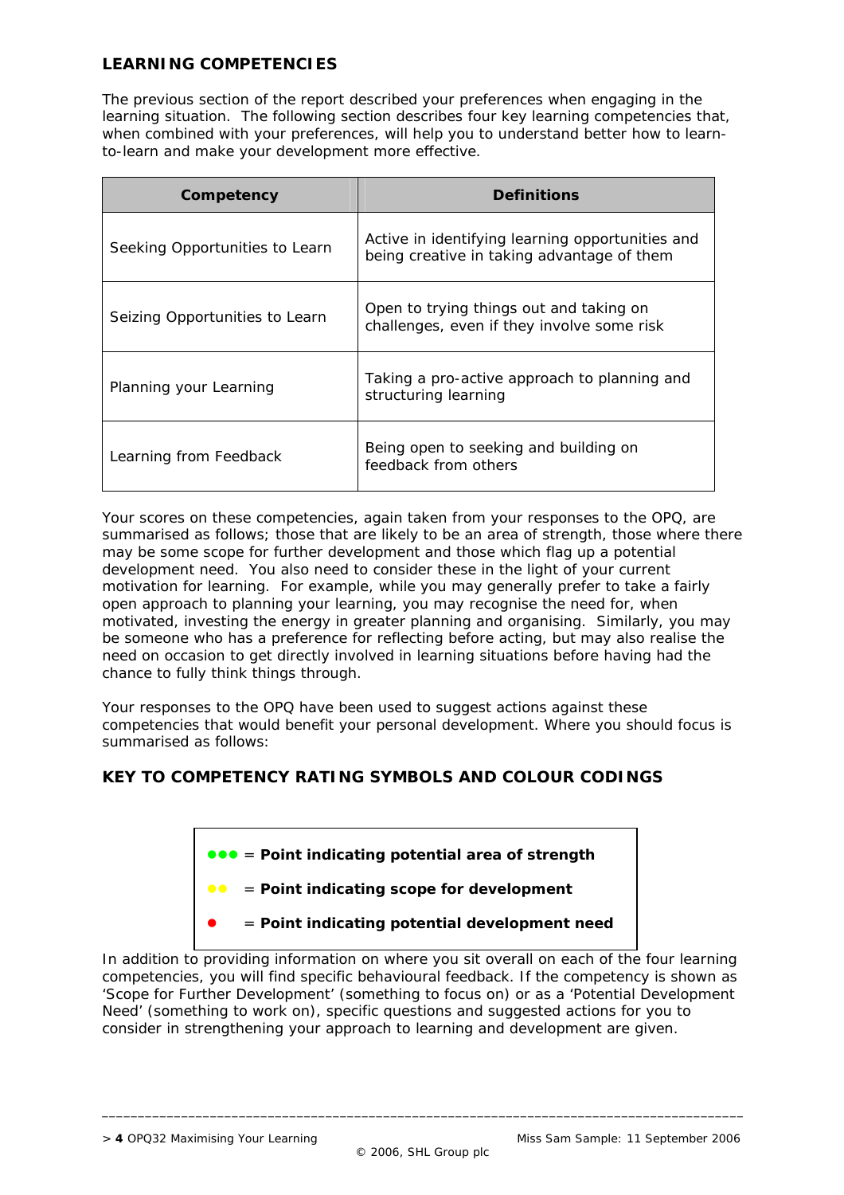## LEARNING COMPETENCIES

The previous section of the report described your preferences when engaging in the learning situation. The following section describes four key learning competencies that, when combined with your preferences, will help you to understand better how to learn-to-learn and make your development more effective.

| Competency | Definitions |
|---|---|
| Seeking Opportunities to Learn | Active in identifying learning opportunities and being creative in taking advantage of them |
| Seizing Opportunities to Learn | Open to trying things out and taking on challenges, even if they involve some risk |
| Planning your Learning | Taking a pro-active approach to planning and structuring learning |
| Learning from Feedback | Being open to seeking and building on feedback from others |

Your scores on these competencies, again taken from your responses to the OPQ, are summarised as follows; those that are likely to be an area of strength, those where there may be some scope for further development and those which flag up a potential development need. You also need to consider these in the light of your current motivation for learning. For example, while you may generally prefer to take a fairly open approach to planning your learning, you may recognise the need for, when motivated, investing the energy in greater planning and organising. Similarly, you may be someone who has a preference for reflecting before acting, but may also realise the need on occasion to get directly involved in learning situations before having had the chance to fully think things through.

Your responses to the OPQ have been used to suggest actions against these competencies that would benefit your personal development. Where you should focus is summarised as follows:

## KEY TO COMPETENCY RATING SYMBOLS AND COLOUR CODINGS

●●● = **Point indicating potential area of strength**

●● = **Point indicating scope for development**

● = **Point indicating potential development need**

In addition to providing information on where you sit overall on each of the four learning competencies, you will find specific behavioural feedback. If the competency is shown as 'Scope for Further Development' (something to focus on) or as a 'Potential Development Need' (something to work on), specific questions and suggested actions for you to consider in strengthening your approach to learning and development are given.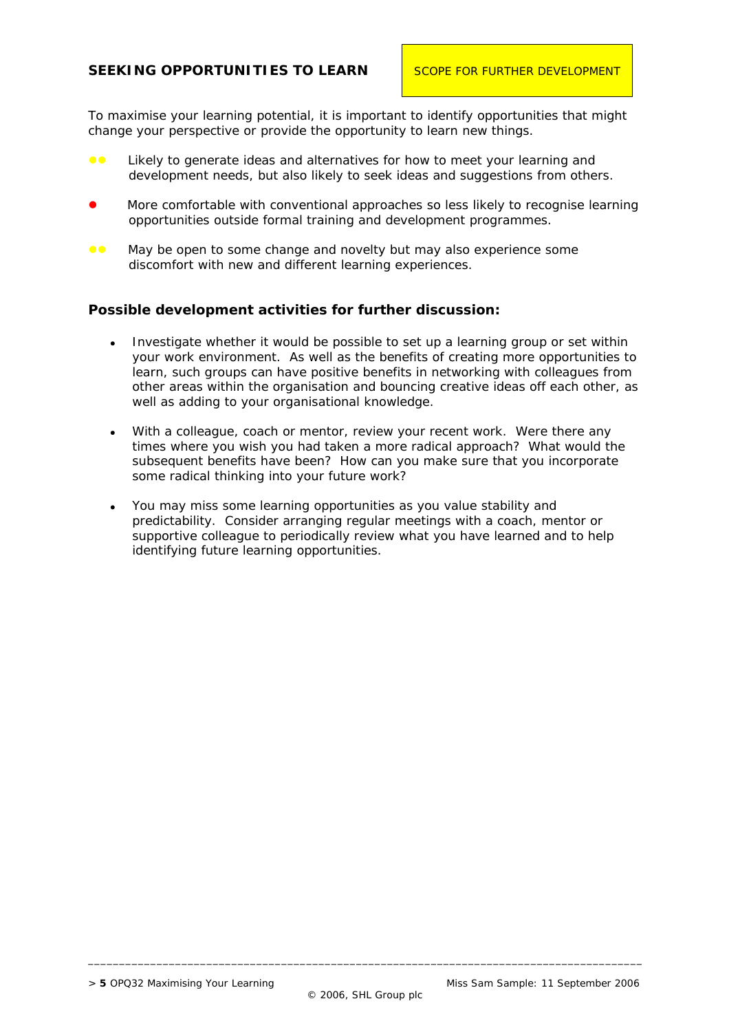## SEEKING OPPORTUNITIES TO LEARN

SCOPE FOR FURTHER DEVELOPMENT

To maximise your learning potential, it is important to identify opportunities that might change your perspective or provide the opportunity to learn new things.

- ●● Likely to generate ideas and alternatives for how to meet your learning and development needs, but also likely to seek ideas and suggestions from others.
- ● More comfortable with conventional approaches so less likely to recognise learning opportunities outside formal training and development programmes.
- ●● May be open to some change and novelty but may also experience some discomfort with new and different learning experiences.

### Possible development activities for further discussion:

- Investigate whether it would be possible to set up a learning group or set within your work environment. As well as the benefits of creating more opportunities to learn, such groups can have positive benefits in networking with colleagues from other areas within the organisation and bouncing creative ideas off each other, as well as adding to your organisational knowledge.
- With a colleague, coach or mentor, review your recent work. Were there any times where you wish you had taken a more radical approach? What would the subsequent benefits have been? How can you make sure that you incorporate some radical thinking into your future work?
- You may miss some learning opportunities as you value stability and predictability. Consider arranging regular meetings with a coach, mentor or supportive colleague to periodically review what you have learned and to help identifying future learning opportunities.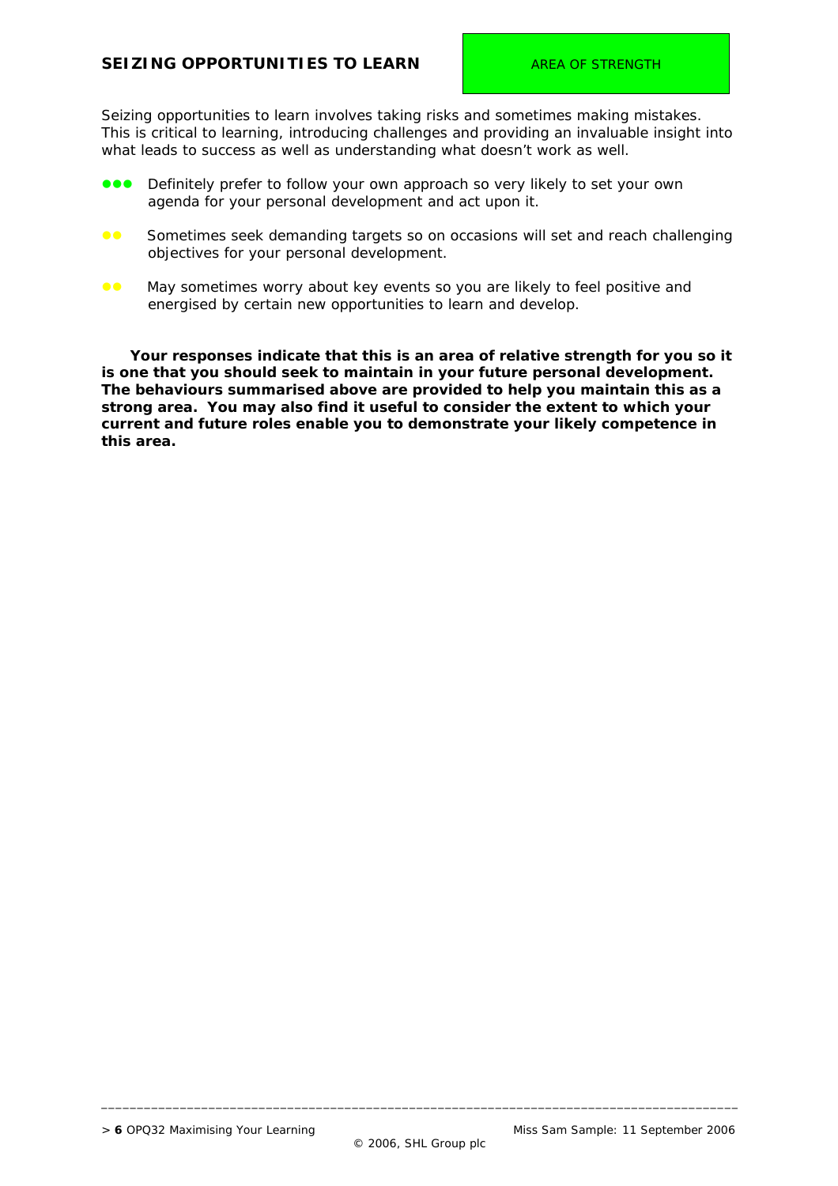## SEIZING OPPORTUNITIES TO LEARN

AREA OF STRENGTH

Seizing opportunities to learn involves taking risks and sometimes making mistakes. This is critical to learning, introducing challenges and providing an invaluable insight into what leads to success as well as understanding what doesn't work as well.

- ●●● Definitely prefer to follow your own approach so very likely to set your own agenda for your personal development and act upon it.
- ●● Sometimes seek demanding targets so on occasions will set and reach challenging objectives for your personal development.
- ●● May sometimes worry about key events so you are likely to feel positive and energised by certain new opportunities to learn and develop.

**Your responses indicate that this is an area of relative strength for you so it is one that you should seek to maintain in your future personal development. The behaviours summarised above are provided to help you maintain this as a strong area. You may also find it useful to consider the extent to which your current and future roles enable you to demonstrate your likely competence in this area.**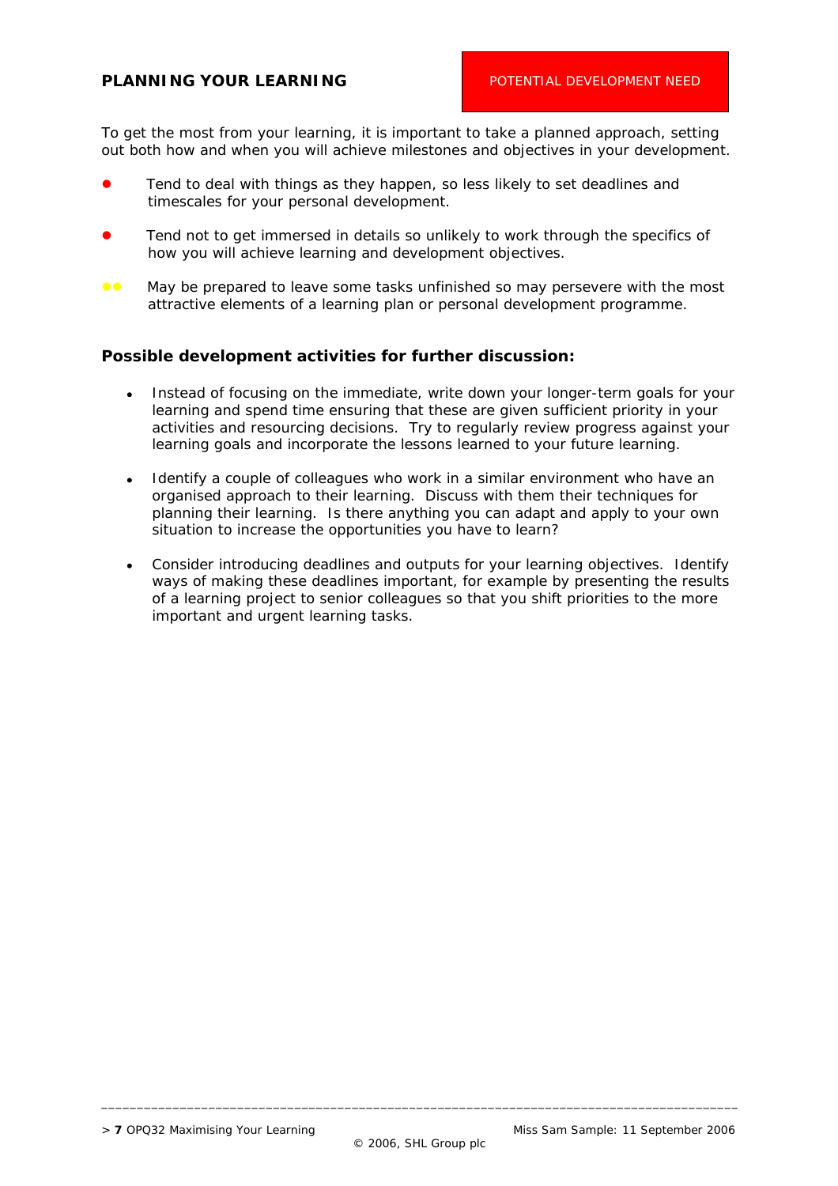## PLANNING YOUR LEARNING

POTENTIAL DEVELOPMENT NEED

To get the most from your learning, it is important to take a planned approach, setting out both how and when you will achieve milestones and objectives in your development.

- ● Tend to deal with things as they happen, so less likely to set deadlines and timescales for your personal development.
- ● Tend not to get immersed in details so unlikely to work through the specifics of how you will achieve learning and development objectives.
- ●● May be prepared to leave some tasks unfinished so may persevere with the most attractive elements of a learning plan or personal development programme.

### Possible development activities for further discussion:

- Instead of focusing on the immediate, write down your longer-term goals for your learning and spend time ensuring that these are given sufficient priority in your activities and resourcing decisions. Try to regularly review progress against your learning goals and incorporate the lessons learned to your future learning.
- Identify a couple of colleagues who work in a similar environment who have an organised approach to their learning. Discuss with them their techniques for planning their learning. Is there anything you can adapt and apply to your own situation to increase the opportunities you have to learn?
- Consider introducing deadlines and outputs for your learning objectives. Identify ways of making these deadlines important, for example by presenting the results of a learning project to senior colleagues so that you shift priorities to the more important and urgent learning tasks.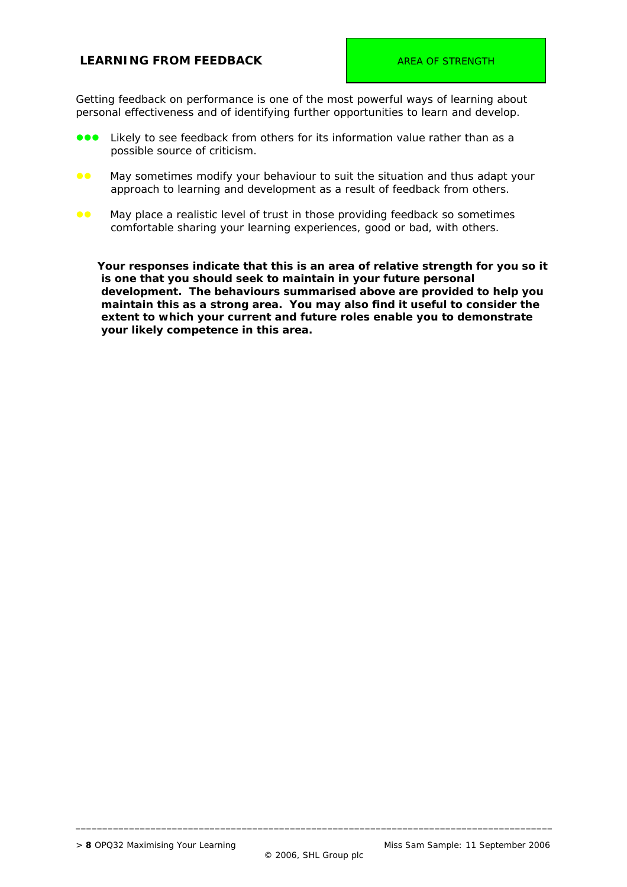## LEARNING FROM FEEDBACK

AREA OF STRENGTH

Getting feedback on performance is one of the most powerful ways of learning about personal effectiveness and of identifying further opportunities to learn and develop.

- ●●● Likely to see feedback from others for its information value rather than as a possible source of criticism.
- ●● May sometimes modify your behaviour to suit the situation and thus adapt your approach to learning and development as a result of feedback from others.
- ●● May place a realistic level of trust in those providing feedback so sometimes comfortable sharing your learning experiences, good or bad, with others.

**Your responses indicate that this is an area of relative strength for you so it is one that you should seek to maintain in your future personal development. The behaviours summarised above are provided to help you maintain this as a strong area. You may also find it useful to consider the extent to which your current and future roles enable you to demonstrate your likely competence in this area.**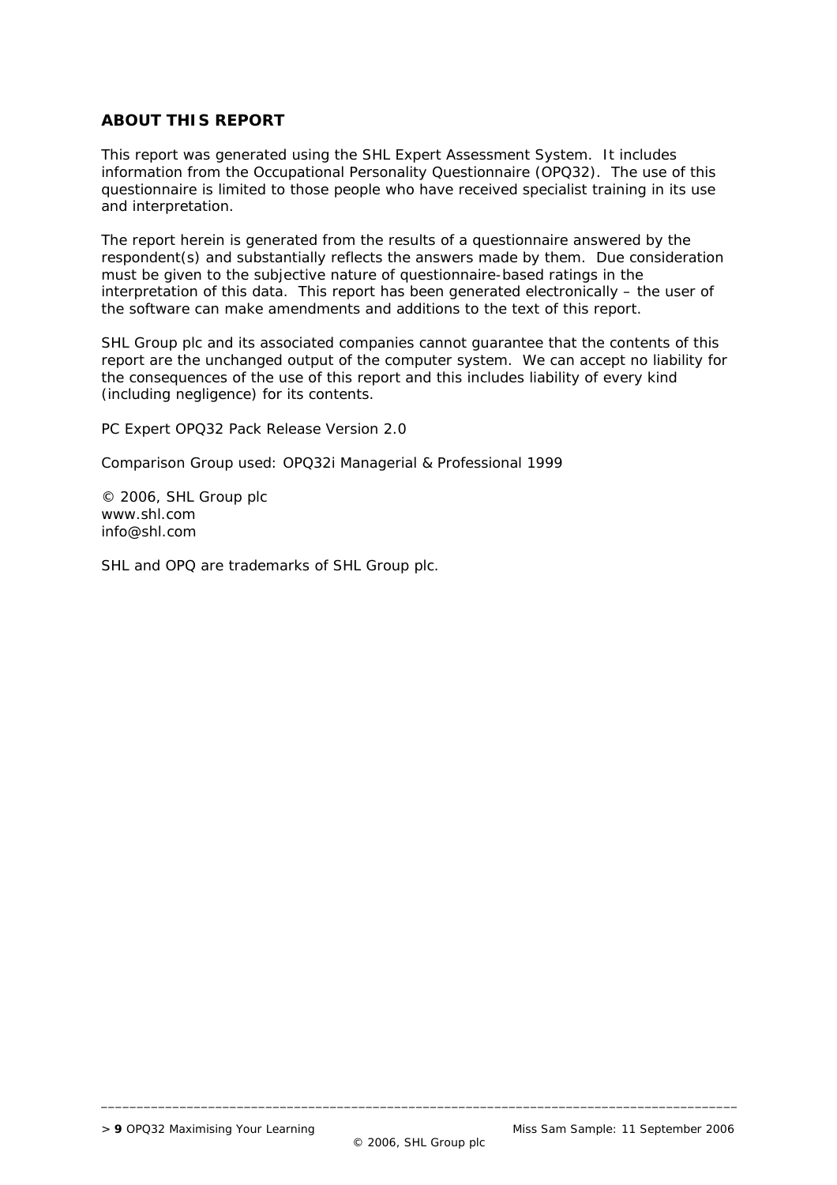## ABOUT THIS REPORT

This report was generated using the SHL Expert Assessment System. It includes information from the Occupational Personality Questionnaire (OPQ32). The use of this questionnaire is limited to those people who have received specialist training in its use and interpretation.

The report herein is generated from the results of a questionnaire answered by the respondent(s) and substantially reflects the answers made by them. Due consideration must be given to the subjective nature of questionnaire-based ratings in the interpretation of this data. This report has been generated electronically – the user of the software can make amendments and additions to the text of this report.

SHL Group plc and its associated companies cannot guarantee that the contents of this report are the unchanged output of the computer system. We can accept no liability for the consequences of the use of this report and this includes liability of every kind (including negligence) for its contents.

PC Expert OPQ32 Pack Release Version 2.0

Comparison Group used: OPQ32i Managerial & Professional 1999

© 2006, SHL Group plc
www.shl.com
info@shl.com

SHL and OPQ are trademarks of SHL Group plc.